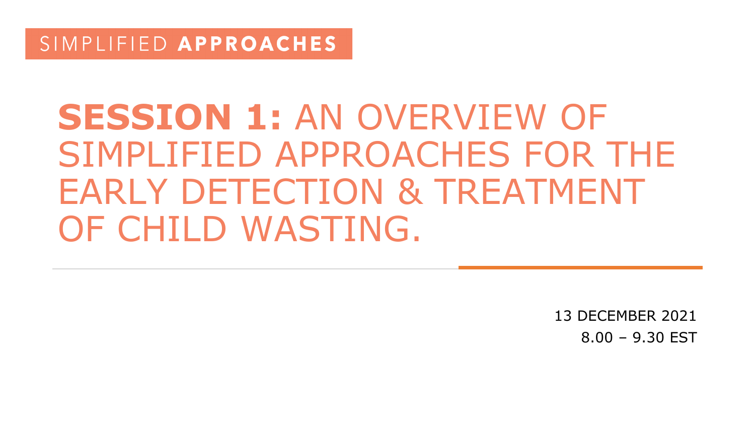SIMPLIFIED **APPROACHES**

# **SESSION 1:** AN OVERVIEW OF SIMPLIFIED APPROACHES FOR THE EARLY DETECTION & TREATMENT OF CHILD WASTING.

13 DECEMBER 2021

8.00 – 9.30 EST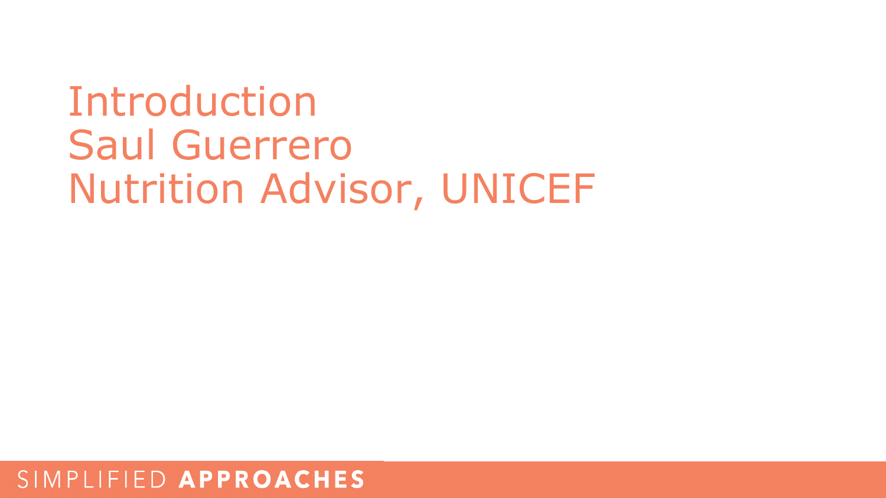# Introduction

Saul Guerrero

Nutrition Advisor, UNICEF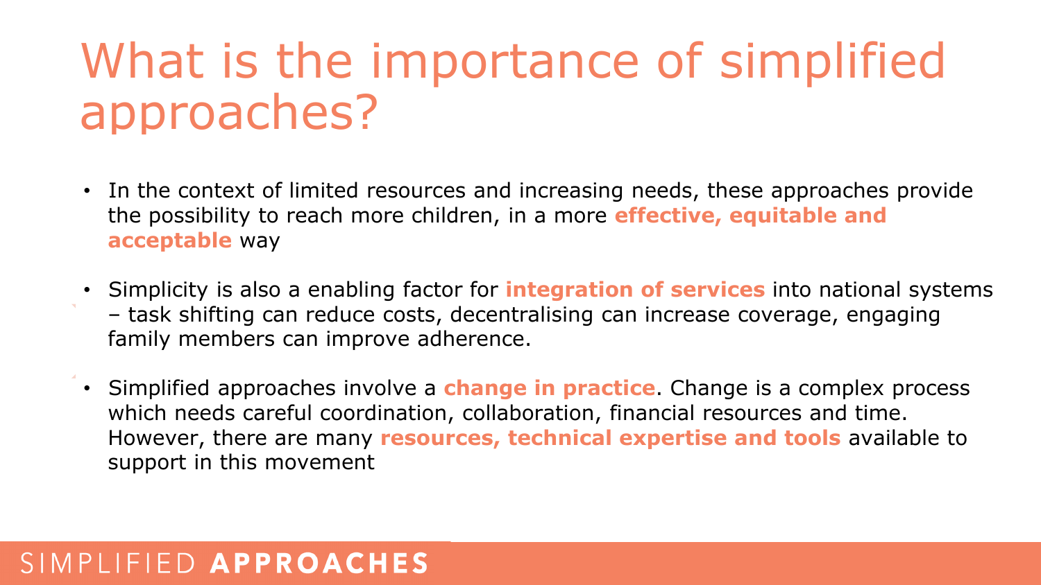# What is the importance of simplified approaches?

- In the context of limited resources and increasing needs, these approaches provide the possibility to reach more children, in a more **effective, equitable and acceptable** way
- Simplicity is also a enabling factor for **integration of services** into national systems – task shifting can reduce costs, decentralising can increase coverage, engaging family members can improve adherence.
- Simplified approaches involve a **change in practice**. Change is a complex process which needs careful coordination, collaboration, financial resources and time. However, there are many **resources, technical expertise and tools** available to support in this movement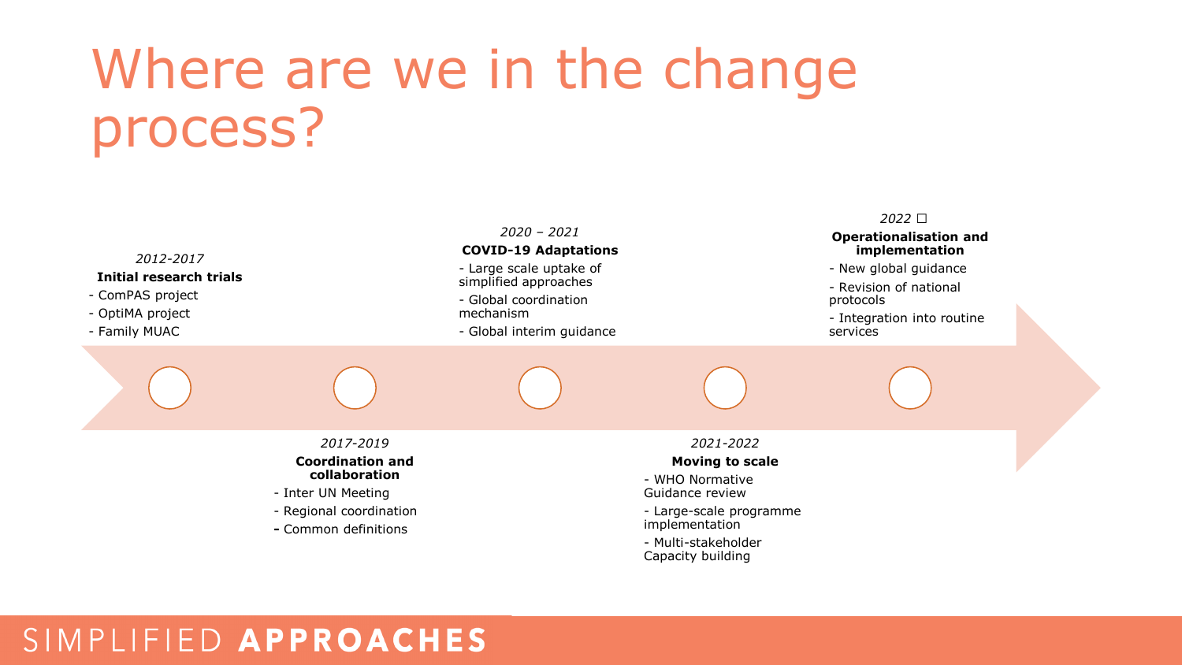# Where are we in the change process?

*2012-2017*

**Initial research trials**

- ComPAS project
- OptiMA project
- Family MUAC

*2017-2019*

**Coordination and collaboration**

- Inter UN Meeting
- Regional coordination
- Common definitions

*2020 – 2021*

**COVID-19 Adaptations**

- Large scale uptake of simplified approaches
- Global coordination mechanism
- Global interim guidance

*2021-2022*

**Moving to scale**

- WHO Normative Guidance review
- Large-scale programme implementation
- Multi-stakeholder Capacity building

*2022 □*

**Operationalisation and implementation**

- New global guidance
- Revision of national protocols
- Integration into routine services

SIMPLIFIED **APPROACHES**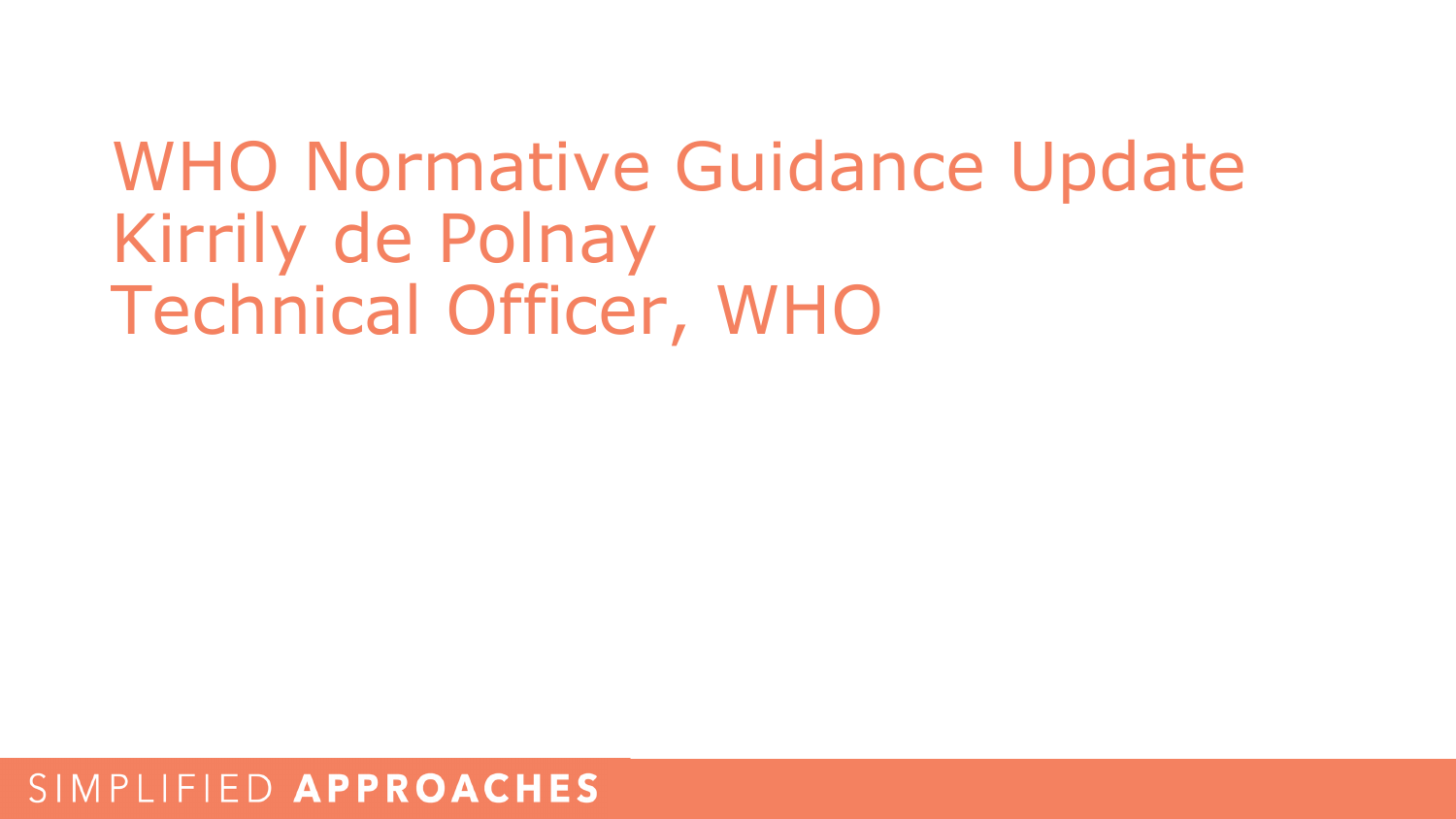# WHO Normative Guidance Update
Kirrily de Polnay
Technical Officer, WHO

SIMPLIFIED **APPROACHES**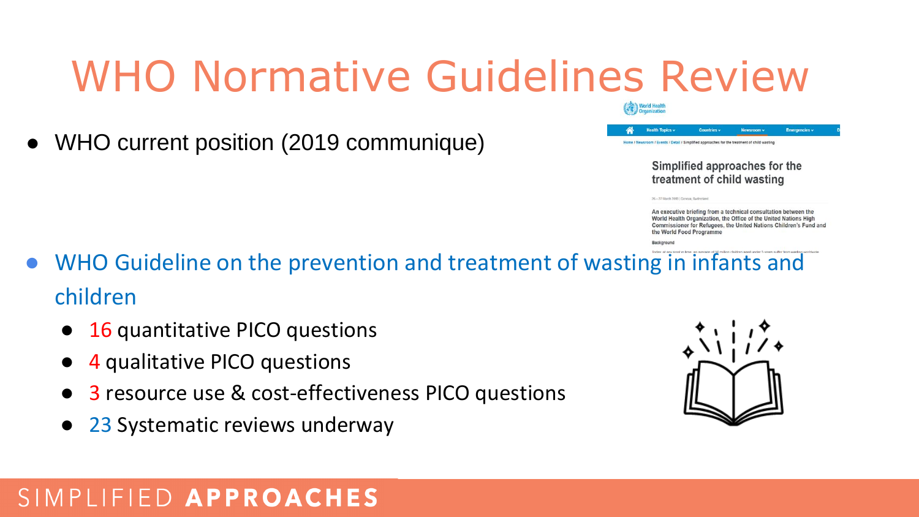# WHO Normative Guidelines Review

- WHO current position (2019 communique)

- WHO Guideline on the prevention and treatment of wasting in infants and children
  - 16 quantitative PICO questions
  - 4 qualitative PICO questions
  - 3 resource use & cost-effectiveness PICO questions
  - 23 Systematic reviews underway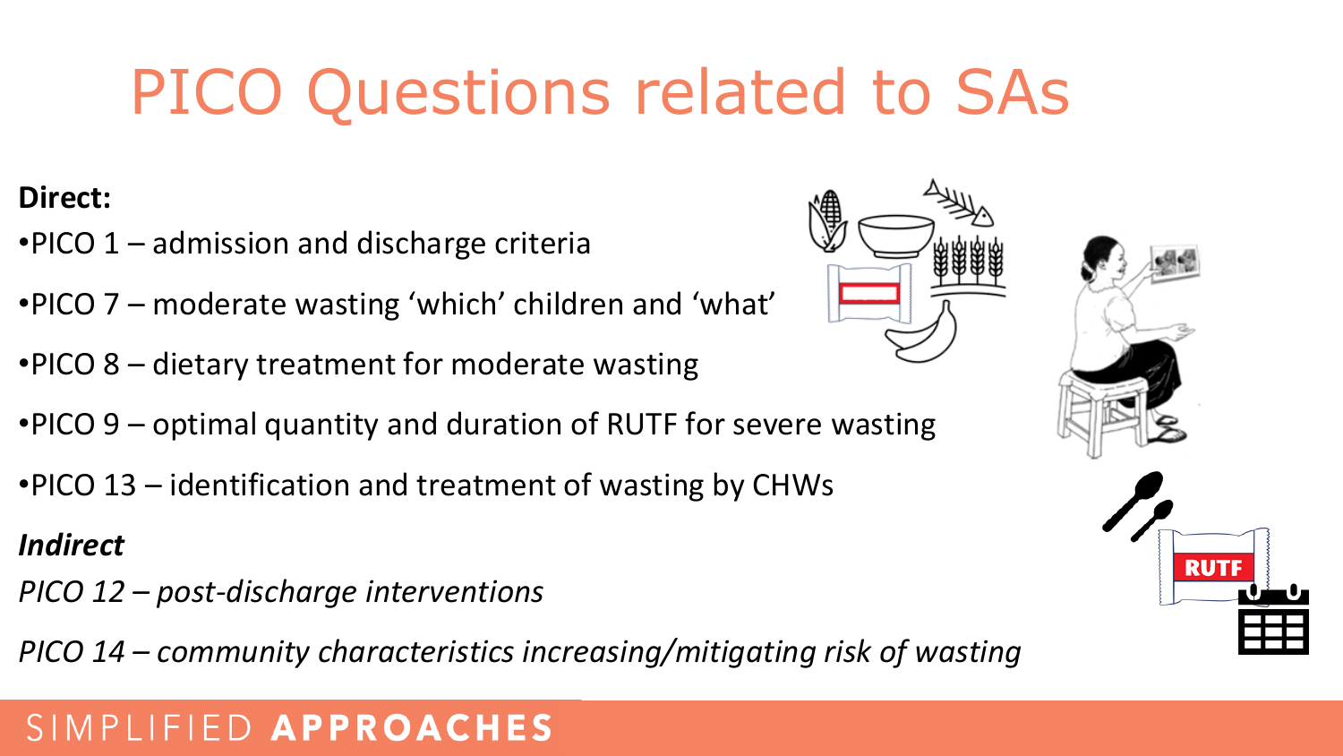# PICO Questions related to SAs

**Direct:**

- PICO 1 – admission and discharge criteria
- PICO 7 – moderate wasting 'which' children and 'what'
- PICO 8 – dietary treatment for moderate wasting
- PICO 9 – optimal quantity and duration of RUTF for severe wasting
- PICO 13 – identification and treatment of wasting by CHWs

***Indirect***

*PICO 12 – post-discharge interventions*

*PICO 14 – community characteristics increasing/mitigating risk of wasting*

SIMPLIFIED **APPROACHES**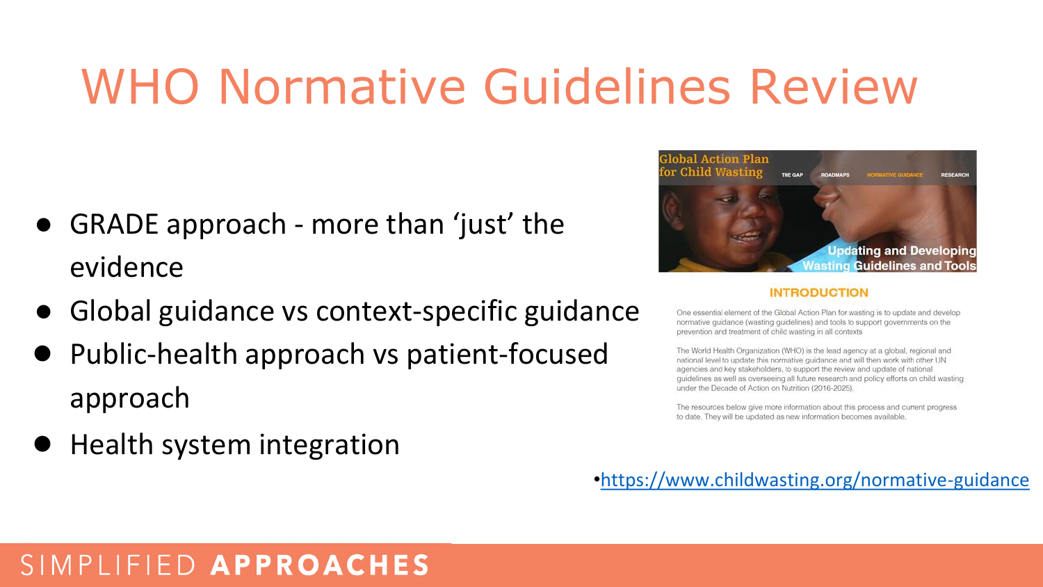# WHO Normative Guidelines Review

- GRADE approach - more than 'just' the evidence
- Global guidance vs context-specific guidance
- Public-health approach vs patient-focused approach
- Health system integration

Global Action Plan for Child Wasting

THE GAP ROADMAPS NORMATIVE GUIDANCE RESEARCH

Updating and Developing Wasting Guidelines and Tools

**INTRODUCTION**

One essential element of the Global Action Plan for wasting is to update and develop normative guidance (wasting guidelines) and tools to support governments on the prevention and treatment of child wasting in all contexts

The World Health Organization (WHO) is the lead agency at a global, regional and national level to update this normative guidance and will then work with other UN agencies and key stakeholders, to support the review and update of national guidelines as well as overseeing all future research and policy efforts on child wasting under the Decade of Action on Nutrition (2016-2025).

The resources below give more information about this process and current progress to date. They will be updated as new information becomes available.

- https://www.childwasting.org/normative-guidance

SIMPLIFIED **APPROACHES**